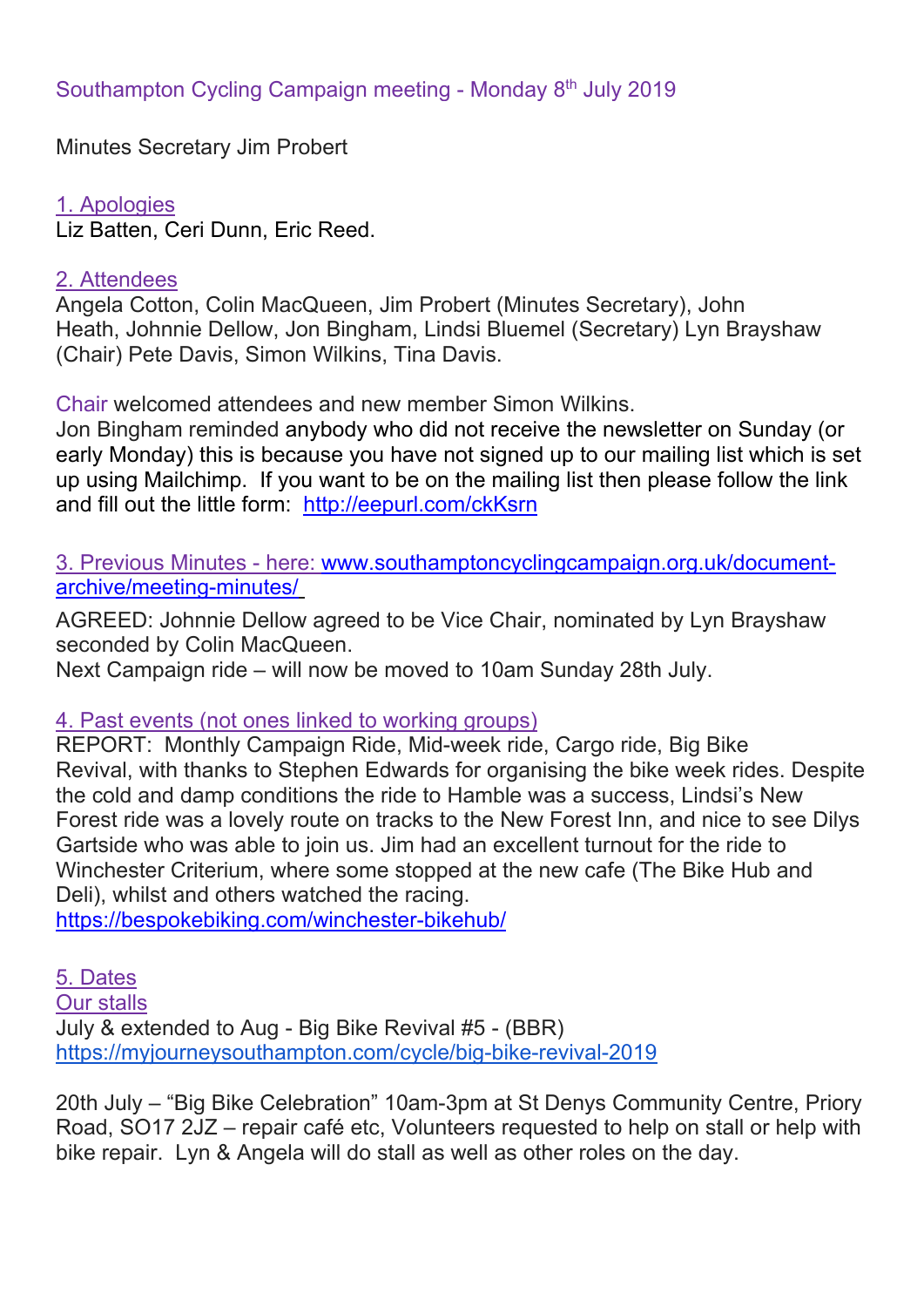Southampton Cycling Campaign meeting - Monday 8th July 2019

Minutes Secretary Jim Probert

## 1. Apologies

Liz Batten, Ceri Dunn, Eric Reed.

## 2. Attendees

Angela Cotton, Colin MacQueen, Jim Probert (Minutes Secretary), John Heath, Johnnie Dellow, Jon Bingham, Lindsi Bluemel (Secretary) Lyn Brayshaw (Chair) Pete Davis, Simon Wilkins, Tina Davis.

Chair welcomed attendees and new member Simon Wilkins.
Jon Bingham reminded anybody who did not receive the newsletter on Sunday (or early Monday) this is because you have not signed up to our mailing list which is set up using Mailchimp. If you want to be on the mailing list then please follow the link and fill out the little form: http://eepurl.com/ckKsrn

## 3. Previous Minutes - here: www.southamptoncyclingcampaign.org.uk/document-archive/meeting-minutes/

AGREED: Johnnie Dellow agreed to be Vice Chair, nominated by Lyn Brayshaw seconded by Colin MacQueen.
Next Campaign ride – will now be moved to 10am Sunday 28th July.

## 4. Past events (not ones linked to working groups)

REPORT: Monthly Campaign Ride, Mid-week ride, Cargo ride, Big Bike Revival, with thanks to Stephen Edwards for organising the bike week rides. Despite the cold and damp conditions the ride to Hamble was a success, Lindsi's New Forest ride was a lovely route on tracks to the New Forest Inn, and nice to see Dilys Gartside who was able to join us. Jim had an excellent turnout for the ride to Winchester Criterium, where some stopped at the new cafe (The Bike Hub and Deli), whilst and others watched the racing.
https://bespokebiking.com/winchester-bikehub/

## 5. Dates

### Our stalls

July & extended to Aug - Big Bike Revival #5 - (BBR)
https://myjourneysouthampton.com/cycle/big-bike-revival-2019

20th July – "Big Bike Celebration" 10am-3pm at St Denys Community Centre, Priory Road, SO17 2JZ – repair café etc, Volunteers requested to help on stall or help with bike repair. Lyn & Angela will do stall as well as other roles on the day.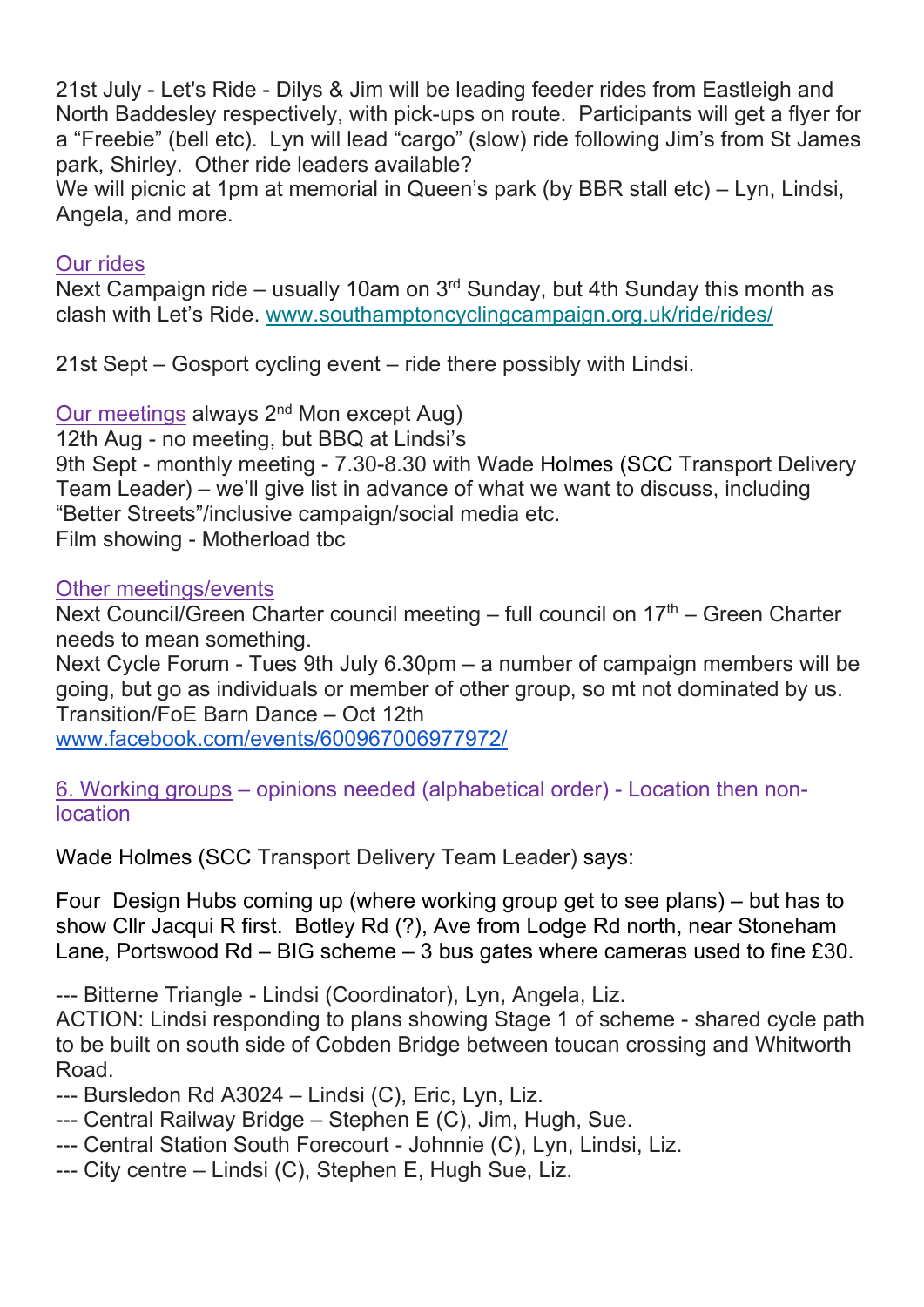21st July - Let's Ride - Dilys & Jim will be leading feeder rides from Eastleigh and North Baddesley respectively, with pick-ups on route. Participants will get a flyer for a "Freebie" (bell etc). Lyn will lead "cargo" (slow) ride following Jim's from St James park, Shirley. Other ride leaders available?
We will picnic at 1pm at memorial in Queen's park (by BBR stall etc) – Lyn, Lindsi, Angela, and more.

Our rides
Next Campaign ride – usually 10am on 3rd Sunday, but 4th Sunday this month as clash with Let's Ride. www.southamptoncyclingcampaign.org.uk/ride/rides/

21st Sept – Gosport cycling event – ride there possibly with Lindsi.

Our meetings always 2nd Mon except Aug)
12th Aug - no meeting, but BBQ at Lindsi's
9th Sept - monthly meeting - 7.30-8.30 with Wade Holmes (SCC Transport Delivery Team Leader) – we'll give list in advance of what we want to discuss, including "Better Streets"/inclusive campaign/social media etc.
Film showing - Motherload tbc

Other meetings/events
Next Council/Green Charter council meeting – full council on 17th – Green Charter needs to mean something.
Next Cycle Forum - Tues 9th July 6.30pm – a number of campaign members will be going, but go as individuals or member of other group, so mt not dominated by us.
Transition/FoE Barn Dance – Oct 12th
www.facebook.com/events/600967006977972/

6. Working groups – opinions needed (alphabetical order) - Location then non-location

Wade Holmes (SCC Transport Delivery Team Leader) says:

Four Design Hubs coming up (where working group get to see plans) – but has to show Cllr Jacqui R first. Botley Rd (?), Ave from Lodge Rd north, near Stoneham Lane, Portswood Rd – BIG scheme – 3 bus gates where cameras used to fine £30.

--- Bitterne Triangle - Lindsi (Coordinator), Lyn, Angela, Liz.
ACTION: Lindsi responding to plans showing Stage 1 of scheme - shared cycle path to be built on south side of Cobden Bridge between toucan crossing and Whitworth Road.
--- Bursledon Rd A3024 – Lindsi (C), Eric, Lyn, Liz.
--- Central Railway Bridge – Stephen E (C), Jim, Hugh, Sue.
--- Central Station South Forecourt - Johnnie (C), Lyn, Lindsi, Liz.
--- City centre – Lindsi (C), Stephen E, Hugh Sue, Liz.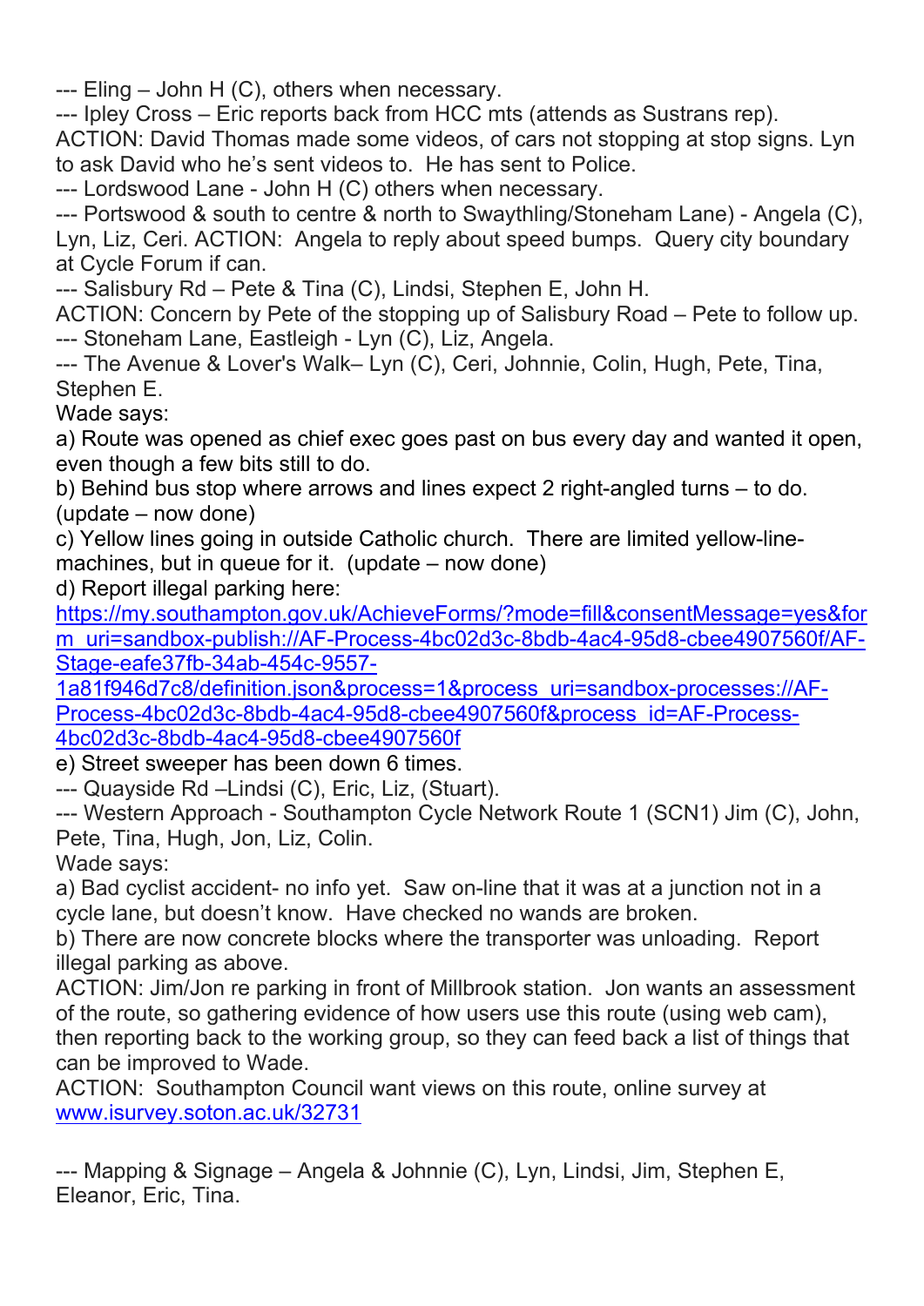--- Eling – John H (C), others when necessary.
--- Ipley Cross – Eric reports back from HCC mts (attends as Sustrans rep).
ACTION: David Thomas made some videos, of cars not stopping at stop signs. Lyn to ask David who he's sent videos to. He has sent to Police.
--- Lordswood Lane - John H (C) others when necessary.
--- Portswood & south to centre & north to Swaythling/Stoneham Lane) - Angela (C), Lyn, Liz, Ceri. ACTION: Angela to reply about speed bumps. Query city boundary at Cycle Forum if can.
--- Salisbury Rd – Pete & Tina (C), Lindsi, Stephen E, John H.
ACTION: Concern by Pete of the stopping up of Salisbury Road – Pete to follow up.
--- Stoneham Lane, Eastleigh - Lyn (C), Liz, Angela.
--- The Avenue & Lover's Walk– Lyn (C), Ceri, Johnnie, Colin, Hugh, Pete, Tina, Stephen E.
Wade says:
a) Route was opened as chief exec goes past on bus every day and wanted it open, even though a few bits still to do.
b) Behind bus stop where arrows and lines expect 2 right-angled turns – to do. (update – now done)
c) Yellow lines going in outside Catholic church. There are limited yellow-line-machines, but in queue for it. (update – now done)
d) Report illegal parking here:
https://my.southampton.gov.uk/AchieveForms/?mode=fill&consentMessage=yes&form_uri=sandbox-publish://AF-Process-4bc02d3c-8bdb-4ac4-95d8-cbee4907560f/AF-Stage-eafe37fb-34ab-454c-9557-1a81f946d7c8/definition.json&process=1&process_uri=sandbox-processes://AF-Process-4bc02d3c-8bdb-4ac4-95d8-cbee4907560f&process_id=AF-Process-4bc02d3c-8bdb-4ac4-95d8-cbee4907560f
e) Street sweeper has been down 6 times.
--- Quayside Rd –Lindsi (C), Eric, Liz, (Stuart).
--- Western Approach - Southampton Cycle Network Route 1 (SCN1) Jim (C), John, Pete, Tina, Hugh, Jon, Liz, Colin.
Wade says:
a) Bad cyclist accident- no info yet. Saw on-line that it was at a junction not in a cycle lane, but doesn't know. Have checked no wands are broken.
b) There are now concrete blocks where the transporter was unloading. Report illegal parking as above.
ACTION: Jim/Jon re parking in front of Millbrook station. Jon wants an assessment of the route, so gathering evidence of how users use this route (using web cam), then reporting back to the working group, so they can feed back a list of things that can be improved to Wade.
ACTION: Southampton Council want views on this route, online survey at www.isurvey.soton.ac.uk/32731

--- Mapping & Signage – Angela & Johnnie (C), Lyn, Lindsi, Jim, Stephen E, Eleanor, Eric, Tina.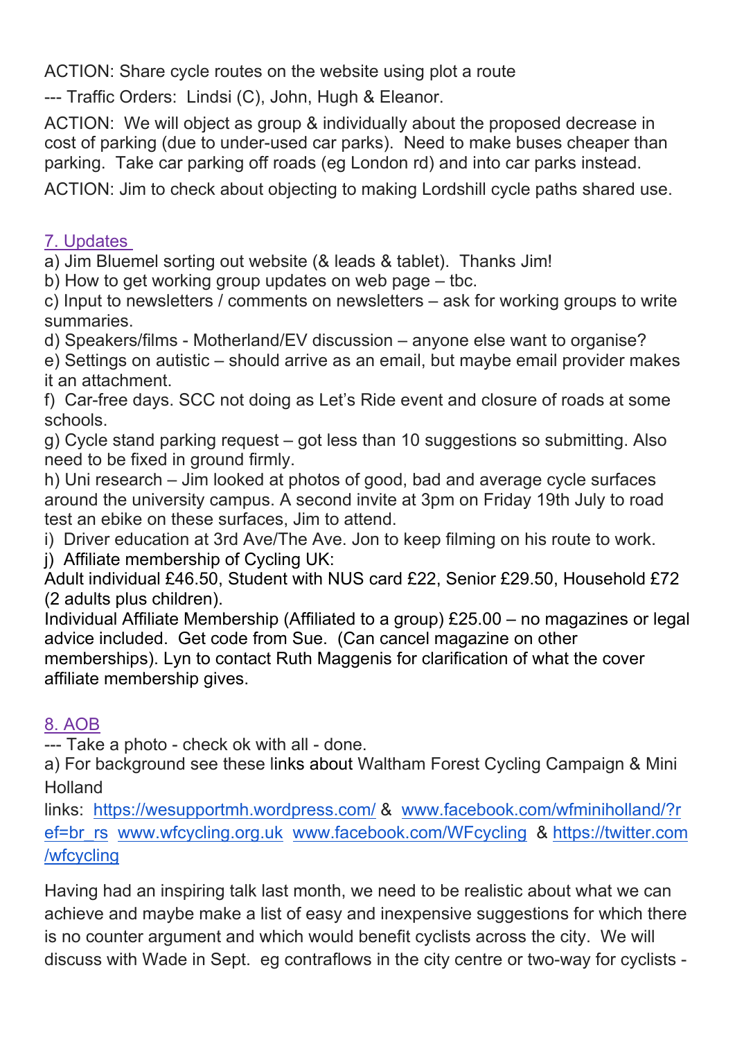ACTION: Share cycle routes on the website using plot a route

--- Traffic Orders: Lindsi (C), John, Hugh & Eleanor.

ACTION: We will object as group & individually about the proposed decrease in cost of parking (due to under-used car parks). Need to make buses cheaper than parking. Take car parking off roads (eg London rd) and into car parks instead.

ACTION: Jim to check about objecting to making Lordshill cycle paths shared use.

## 7. Updates

a) Jim Bluemel sorting out website (& leads & tablet). Thanks Jim!
b) How to get working group updates on web page – tbc.
c) Input to newsletters / comments on newsletters – ask for working groups to write summaries.
d) Speakers/films - Motherland/EV discussion – anyone else want to organise?
e) Settings on autistic – should arrive as an email, but maybe email provider makes it an attachment.
f) Car-free days. SCC not doing as Let's Ride event and closure of roads at some schools.
g) Cycle stand parking request – got less than 10 suggestions so submitting. Also need to be fixed in ground firmly.
h) Uni research – Jim looked at photos of good, bad and average cycle surfaces around the university campus. A second invite at 3pm on Friday 19th July to road test an ebike on these surfaces, Jim to attend.
i) Driver education at 3rd Ave/The Ave. Jon to keep filming on his route to work.
j) Affiliate membership of Cycling UK:
Adult individual £46.50, Student with NUS card £22, Senior £29.50, Household £72 (2 adults plus children).
Individual Affiliate Membership (Affiliated to a group) £25.00 – no magazines or legal advice included. Get code from Sue. (Can cancel magazine on other memberships). Lyn to contact Ruth Maggenis for clarification of what the cover affiliate membership gives.

## 8. AOB

--- Take a photo - check ok with all - done.

a) For background see these links about Waltham Forest Cycling Campaign & Mini Holland
links: https://wesupportmh.wordpress.com/ & www.facebook.com/wfminiholland/?ref=br_rs www.wfcycling.org.uk www.facebook.com/WFcycling & https://twitter.com/wfcycling

Having had an inspiring talk last month, we need to be realistic about what we can achieve and maybe make a list of easy and inexpensive suggestions for which there is no counter argument and which would benefit cyclists across the city. We will discuss with Wade in Sept. eg contraflows in the city centre or two-way for cyclists -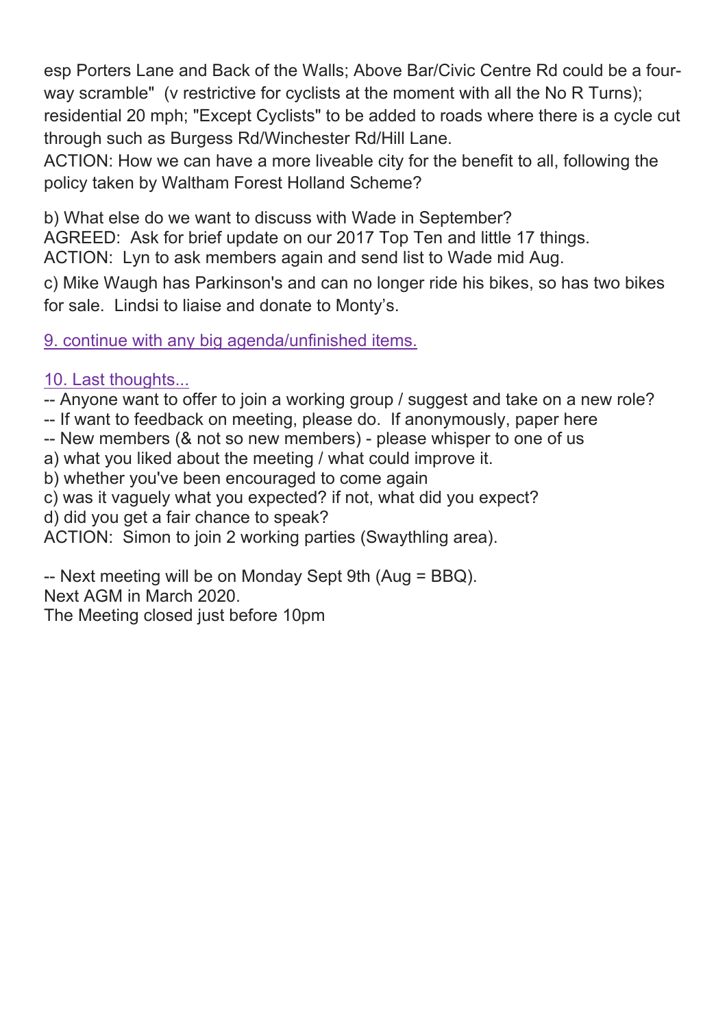esp Porters Lane and Back of the Walls; Above Bar/Civic Centre Rd could be a four-way scramble"  (v restrictive for cyclists at the moment with all the No R Turns); residential 20 mph; "Except Cyclists" to be added to roads where there is a cycle cut through such as Burgess Rd/Winchester Rd/Hill Lane.
ACTION: How we can have a more liveable city for the benefit to all, following the policy taken by Waltham Forest Holland Scheme?

b) What else do we want to discuss with Wade in September?
AGREED:  Ask for brief update on our 2017 Top Ten and little 17 things.
ACTION:  Lyn to ask members again and send list to Wade mid Aug.

c) Mike Waugh has Parkinson's and can no longer ride his bikes, so has two bikes for sale.  Lindsi to liaise and donate to Monty's.

9. continue with any big agenda/unfinished items.

10. Last thoughts...

-- Anyone want to offer to join a working group / suggest and take on a new role?
-- If want to feedback on meeting, please do.  If anonymously, paper here
-- New members (& not so new members) - please whisper to one of us
a) what you liked about the meeting / what could improve it.
b) whether you've been encouraged to come again
c) was it vaguely what you expected? if not, what did you expect?
d) did you get a fair chance to speak?
ACTION:  Simon to join 2 working parties (Swaythling area).

-- Next meeting will be on Monday Sept 9th (Aug = BBQ).
Next AGM in March 2020.
The Meeting closed just before 10pm